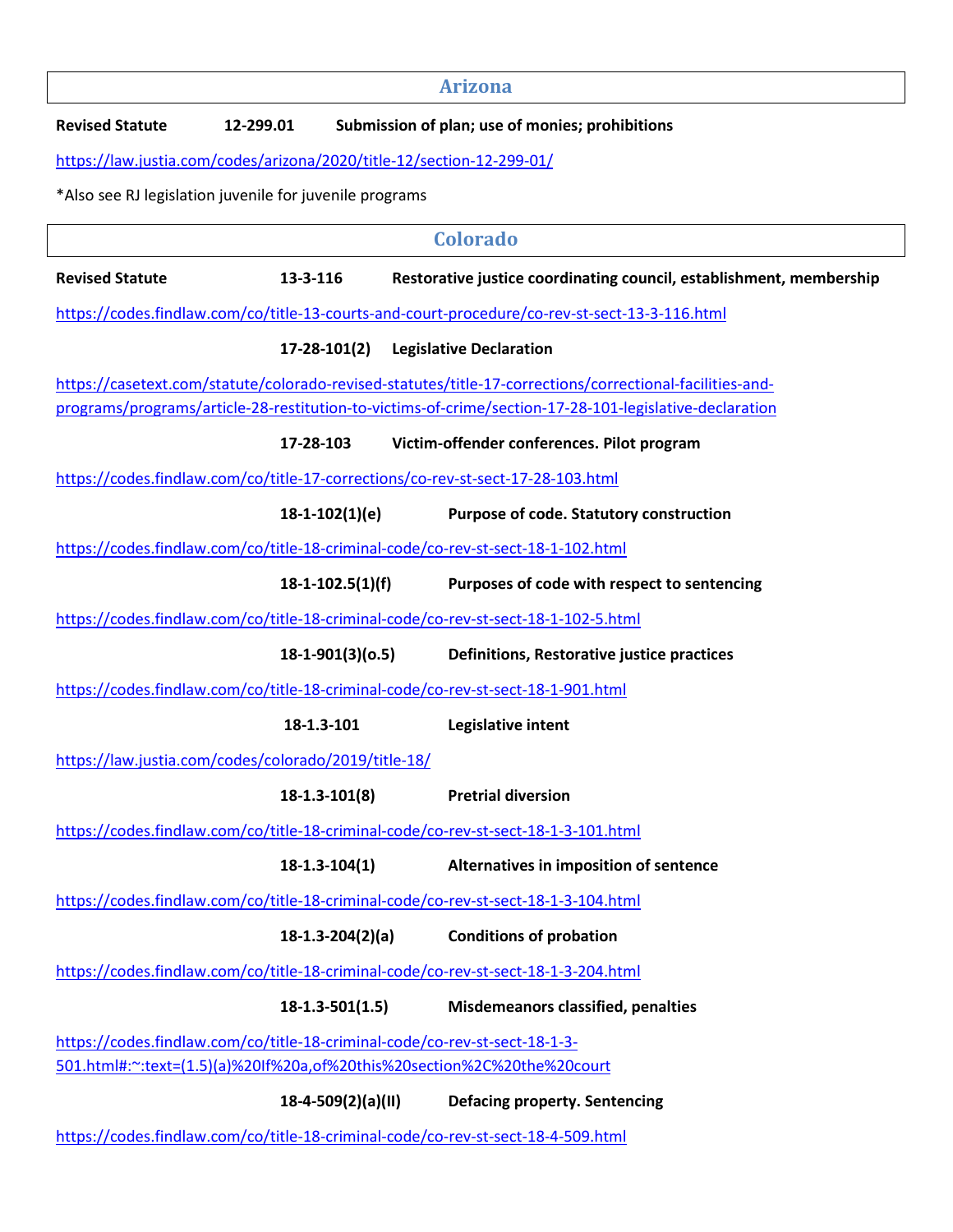## Arizona

**Revised Statute** **12-299.01** **Submission of plan; use of monies; prohibitions**

https://law.justia.com/codes/arizona/2020/title-12/section-12-299-01/

*Also see RJ legislation juvenile for juvenile programs

## Colorado

**Revised Statute** **13-3-116** **Restorative justice coordinating council, establishment, membership**

https://codes.findlaw.com/co/title-13-courts-and-court-procedure/co-rev-st-sect-13-3-116.html

**17-28-101(2)** **Legislative Declaration**

https://casetext.com/statute/colorado-revised-statutes/title-17-corrections/correctional-facilities-and-programs/programs/article-28-restitution-to-victims-of-crime/section-17-28-101-legislative-declaration

**17-28-103** **Victim-offender conferences. Pilot program**

https://codes.findlaw.com/co/title-17-corrections/co-rev-st-sect-17-28-103.html

**18-1-102(1)(e)** **Purpose of code. Statutory construction**

https://codes.findlaw.com/co/title-18-criminal-code/co-rev-st-sect-18-1-102.html

**18-1-102.5(1)(f)** **Purposes of code with respect to sentencing**

https://codes.findlaw.com/co/title-18-criminal-code/co-rev-st-sect-18-1-102-5.html

**18-1-901(3)(o.5)** **Definitions, Restorative justice practices**

https://codes.findlaw.com/co/title-18-criminal-code/co-rev-st-sect-18-1-901.html

**18-1.3-101** **Legislative intent**

https://law.justia.com/codes/colorado/2019/title-18/

**18-1.3-101(8)** **Pretrial diversion**

https://codes.findlaw.com/co/title-18-criminal-code/co-rev-st-sect-18-1-3-101.html

**18-1.3-104(1)** **Alternatives in imposition of sentence**

https://codes.findlaw.com/co/title-18-criminal-code/co-rev-st-sect-18-1-3-104.html

**18-1.3-204(2)(a)** **Conditions of probation**

https://codes.findlaw.com/co/title-18-criminal-code/co-rev-st-sect-18-1-3-204.html

**18-1.3-501(1.5)** **Misdemeanors classified, penalties**

https://codes.findlaw.com/co/title-18-criminal-code/co-rev-st-sect-18-1-3-501.html#:~:text=(1.5)(a)%20If%20a,of%20this%20section%2C%20the%20court

**18-4-509(2)(a)(II)** **Defacing property. Sentencing**

https://codes.findlaw.com/co/title-18-criminal-code/co-rev-st-sect-18-4-509.html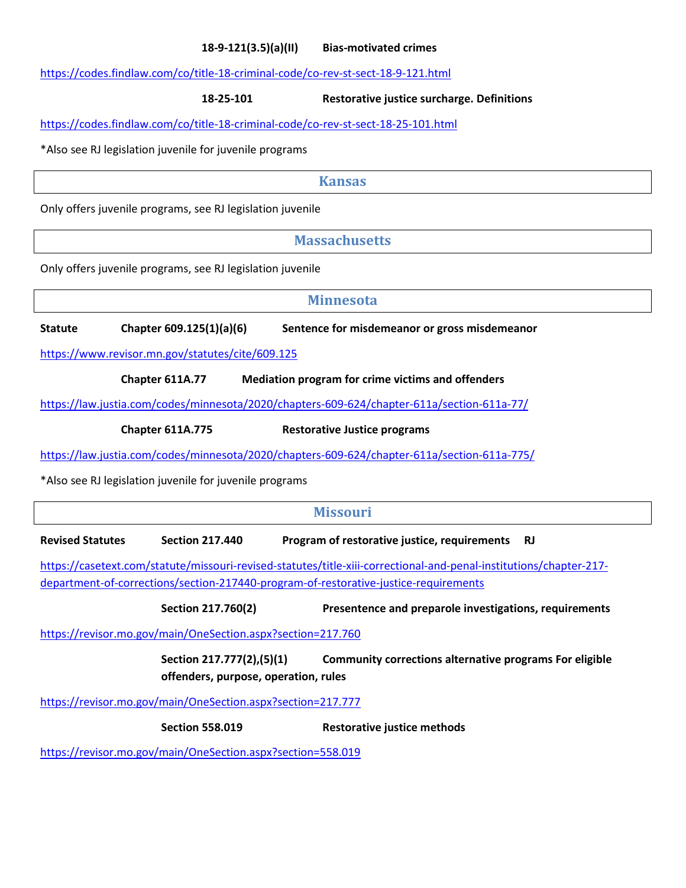**18-9-121(3.5)(a)(II)** **Bias-motivated crimes**

https://codes.findlaw.com/co/title-18-criminal-code/co-rev-st-sect-18-9-121.html

**18-25-101** **Restorative justice surcharge. Definitions**

https://codes.findlaw.com/co/title-18-criminal-code/co-rev-st-sect-18-25-101.html

*Also see RJ legislation juvenile for juvenile programs

## Kansas

Only offers juvenile programs, see RJ legislation juvenile

## Massachusetts

Only offers juvenile programs, see RJ legislation juvenile

## Minnesota

**Statute** **Chapter 609.125(1)(a)(6)** **Sentence for misdemeanor or gross misdemeanor**

https://www.revisor.mn.gov/statutes/cite/609.125

**Chapter 611A.77** **Mediation program for crime victims and offenders**

https://law.justia.com/codes/minnesota/2020/chapters-609-624/chapter-611a/section-611a-77/

**Chapter 611A.775** **Restorative Justice programs**

https://law.justia.com/codes/minnesota/2020/chapters-609-624/chapter-611a/section-611a-775/

*Also see RJ legislation juvenile for juvenile programs

## Missouri

**Revised Statutes** **Section 217.440** **Program of restorative justice, requirements** **RJ**

https://casetext.com/statute/missouri-revised-statutes/title-xiii-correctional-and-penal-institutions/chapter-217-department-of-corrections/section-217440-program-of-restorative-justice-requirements

**Section 217.760(2)** **Presentence and preparole investigations, requirements**

https://revisor.mo.gov/main/OneSection.aspx?section=217.760

**Section 217.777(2),(5)(1)** **Community corrections alternative programs For eligible offenders, purpose, operation, rules**

https://revisor.mo.gov/main/OneSection.aspx?section=217.777

**Section 558.019** **Restorative justice methods**

https://revisor.mo.gov/main/OneSection.aspx?section=558.019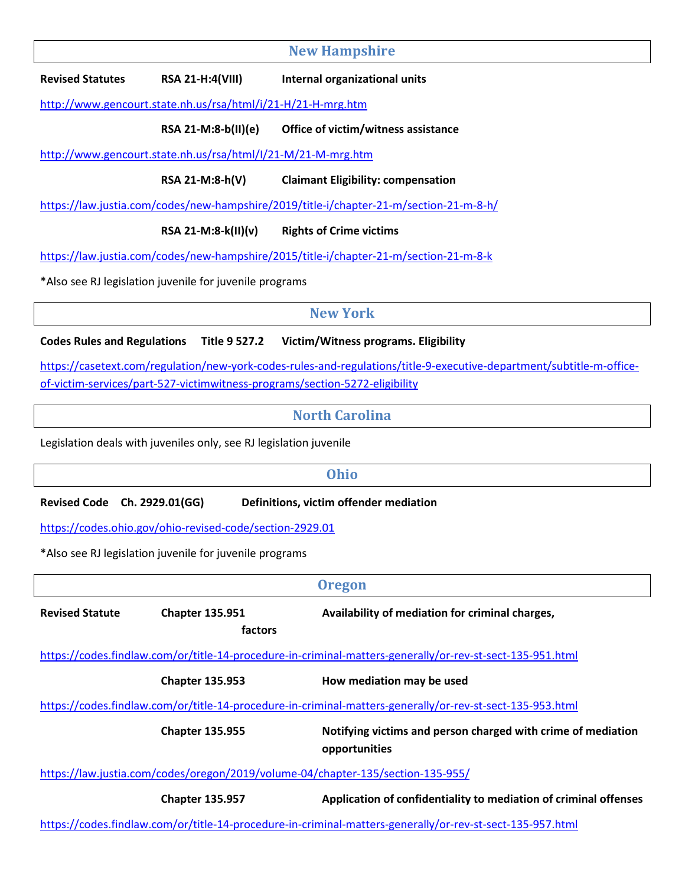## New Hampshire

**Revised Statutes** **RSA 21-H:4(VIII)** **Internal organizational units**

http://www.gencourt.state.nh.us/rsa/html/i/21-H/21-H-mrg.htm

**RSA 21-M:8-b(II)(e)** **Office of victim/witness assistance**

http://www.gencourt.state.nh.us/rsa/html/I/21-M/21-M-mrg.htm

**RSA 21-M:8-h(V)** **Claimant Eligibility: compensation**

https://law.justia.com/codes/new-hampshire/2019/title-i/chapter-21-m/section-21-m-8-h/

**RSA 21-M:8-k(II)(v)** **Rights of Crime victims**

https://law.justia.com/codes/new-hampshire/2015/title-i/chapter-21-m/section-21-m-8-k

*Also see RJ legislation juvenile for juvenile programs

## New York

**Codes Rules and Regulations** **Title 9 527.2** **Victim/Witness programs. Eligibility**

https://casetext.com/regulation/new-york-codes-rules-and-regulations/title-9-executive-department/subtitle-m-office-of-victim-services/part-527-victimwitness-programs/section-5272-eligibility

## North Carolina

Legislation deals with juveniles only, see RJ legislation juvenile

## Ohio

**Revised Code** **Ch. 2929.01(GG)** **Definitions, victim offender mediation**

https://codes.ohio.gov/ohio-revised-code/section-2929.01

*Also see RJ legislation juvenile for juvenile programs

## Oregon

**Revised Statute** **Chapter 135.951** **Availability of mediation for criminal charges, factors**

https://codes.findlaw.com/or/title-14-procedure-in-criminal-matters-generally/or-rev-st-sect-135-951.html

**Chapter 135.953** **How mediation may be used**

https://codes.findlaw.com/or/title-14-procedure-in-criminal-matters-generally/or-rev-st-sect-135-953.html

**Chapter 135.955** **Notifying victims and person charged with crime of mediation opportunities**

https://law.justia.com/codes/oregon/2019/volume-04/chapter-135/section-135-955/

**Chapter 135.957** **Application of confidentiality to mediation of criminal offenses**

https://codes.findlaw.com/or/title-14-procedure-in-criminal-matters-generally/or-rev-st-sect-135-957.html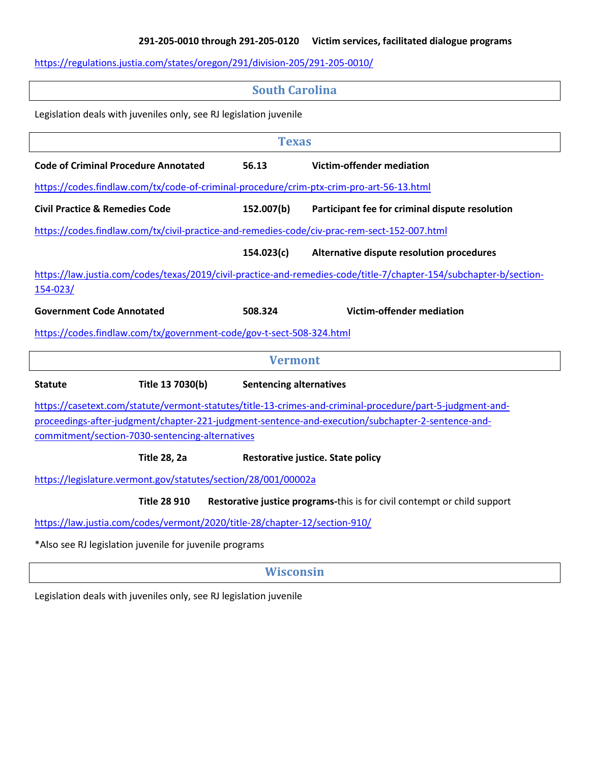**291-205-0010 through 291-205-0120 Victim services, facilitated dialogue programs**

https://regulations.justia.com/states/oregon/291/division-205/291-205-0010/

## South Carolina

Legislation deals with juveniles only, see RJ legislation juvenile

## Texas

**Code of Criminal Procedure Annotated 56.13 Victim-offender mediation**

https://codes.findlaw.com/tx/code-of-criminal-procedure/crim-ptx-crim-pro-art-56-13.html

**Civil Practice & Remedies Code 152.007(b) Participant fee for criminal dispute resolution**

https://codes.findlaw.com/tx/civil-practice-and-remedies-code/civ-prac-rem-sect-152-007.html

**154.023(c) Alternative dispute resolution procedures**

https://law.justia.com/codes/texas/2019/civil-practice-and-remedies-code/title-7/chapter-154/subchapter-b/section-154-023/

**Government Code Annotated 508.324 Victim-offender mediation**

https://codes.findlaw.com/tx/government-code/gov-t-sect-508-324.html

## Vermont

**Statute Title 13 7030(b) Sentencing alternatives**

https://casetext.com/statute/vermont-statutes/title-13-crimes-and-criminal-procedure/part-5-judgment-and-proceedings-after-judgment/chapter-221-judgment-sentence-and-execution/subchapter-2-sentence-and-commitment/section-7030-sentencing-alternatives

**Title 28, 2a Restorative justice. State policy**

https://legislature.vermont.gov/statutes/section/28/001/00002a

**Title 28 910 Restorative justice programs-**this is for civil contempt or child support

https://law.justia.com/codes/vermont/2020/title-28/chapter-12/section-910/

*Also see RJ legislation juvenile for juvenile programs

## Wisconsin

Legislation deals with juveniles only, see RJ legislation juvenile